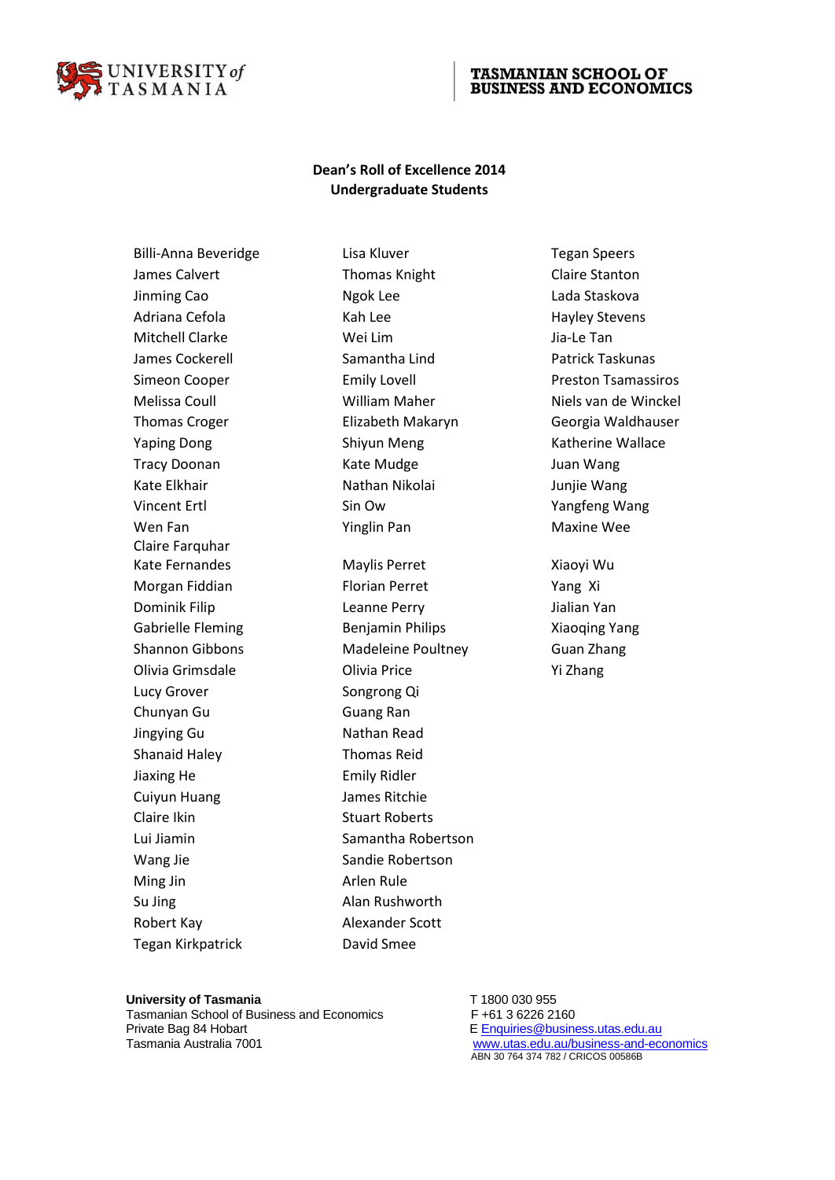UNIVERSITY of TASMANIA

TASMANIAN SCHOOL OF BUSINESS AND ECONOMICS

## Dean's Roll of Excellence 2014
## Undergraduate Students

Billi-Anna Beveridge
James Calvert
Jinming Cao
Adriana Cefola
Mitchell Clarke
James Cockerell
Simeon Cooper
Melissa Coull
Thomas Croger
Yaping Dong
Tracy Doonan
Kate Elkhair
Vincent Ertl
Wen Fan
Claire Farquhar
Kate Fernandes
Morgan Fiddian
Dominik Filip
Gabrielle Fleming
Shannon Gibbons
Olivia Grimsdale
Lucy Grover
Chunyan Gu
Jingying Gu
Shanaid Haley
Jiaxing He
Cuiyun Huang
Claire Ikin
Lui Jiamin
Wang Jie
Ming Jin
Su Jing
Robert Kay
Tegan Kirkpatrick

Lisa Kluver
Thomas Knight
Ngok Lee
Kah Lee
Wei Lim
Samantha Lind
Emily Lovell
William Maher
Elizabeth Makaryn
Shiyun Meng
Kate Mudge
Nathan Nikolai
Sin Ow
Yinglin Pan
Maylis Perret
Florian Perret
Leanne Perry
Benjamin Philips
Madeleine Poultney
Olivia Price
Songrong Qi
Guang Ran
Nathan Read
Thomas Reid
Emily Ridler
James Ritchie
Stuart Roberts
Samantha Robertson
Sandie Robertson
Arlen Rule
Alan Rushworth
Alexander Scott
David Smee

Tegan Speers
Claire Stanton
Lada Staskova
Hayley Stevens
Jia-Le Tan
Patrick Taskunas
Preston Tsamassiros
Niels van de Winckel
Georgia Waldhauser
Katherine Wallace
Juan Wang
Junjie Wang
Yangfeng Wang
Maxine Wee
Xiaoyi Wu
Yang Xi
Jialian Yan
Xiaoqing Yang
Guan Zhang
Yi Zhang

**University of Tasmania**
Tasmanian School of Business and Economics
Private Bag 84 Hobart
Tasmania Australia 7001

T 1800 030 955
F +61 3 6226 2160
E Enquiries@business.utas.edu.au
www.utas.edu.au/business-and-economics
ABN 30 764 374 782 / CRICOS 00586B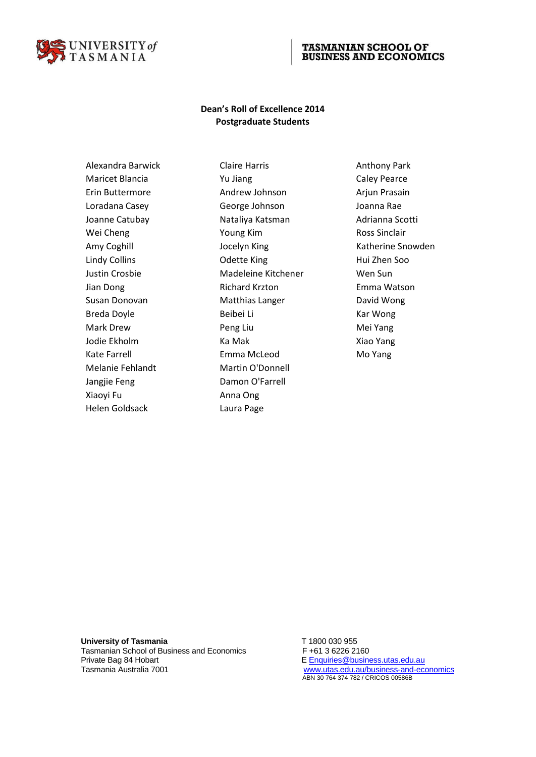# Dean's Roll of Excellence 2014
## Postgraduate Students

Alexandra Barwick
Maricet Blancia
Erin Buttermore
Loradana Casey
Joanne Catubay
Wei Cheng
Amy Coghill
Lindy Collins
Justin Crosbie
Jian Dong
Susan Donovan
Breda Doyle
Mark Drew
Jodie Ekholm
Kate Farrell
Melanie Fehlandt
Jangjie Feng
Xiaoyi Fu
Helen Goldsack
Claire Harris
Yu Jiang
Andrew Johnson
George Johnson
Nataliya Katsman
Young Kim
Jocelyn King
Odette King
Madeleine Kitchener
Richard Krzton
Matthias Langer
Beibei Li
Peng Liu
Ka Mak
Emma McLeod
Martin O'Donnell
Damon O'Farrell
Anna Ong
Laura Page
Anthony Park
Caley Pearce
Arjun Prasain
Joanna Rae
Adrianna Scotti
Ross Sinclair
Katherine Snowden
Hui Zhen Soo
Wen Sun
Emma Watson
David Wong
Kar Wong
Mei Yang
Xiao Yang
Mo Yang